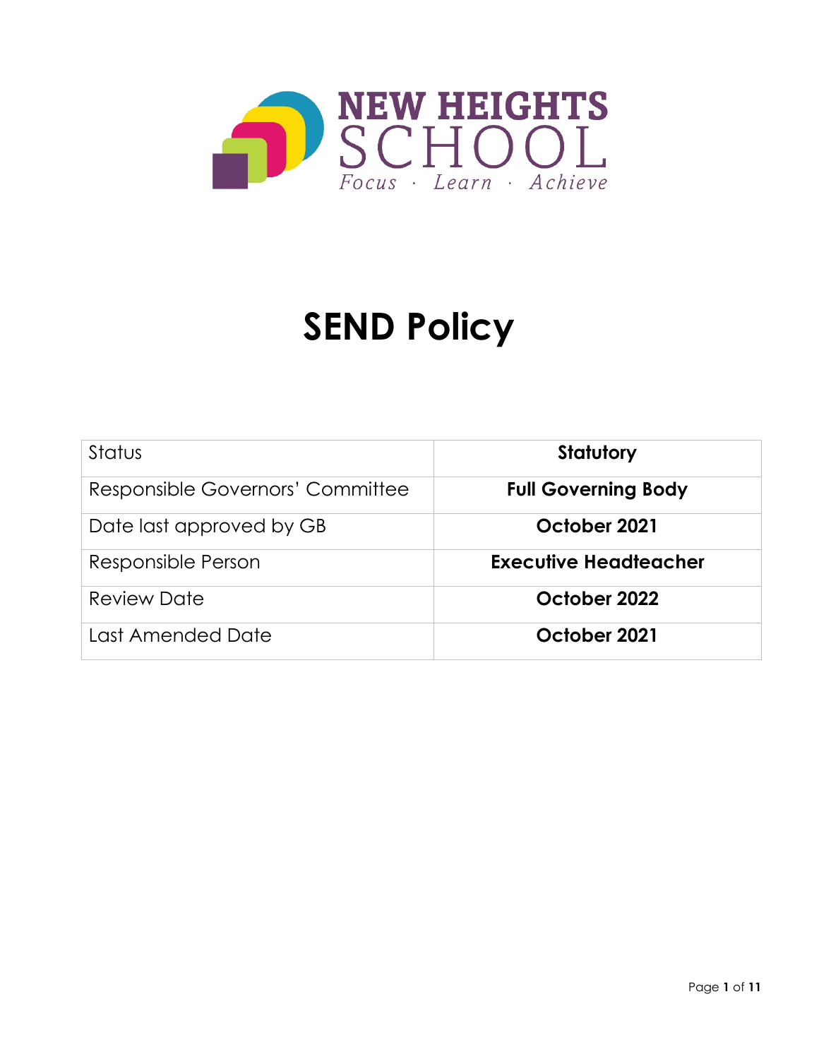NEW HEIGHTS SCHOOL

*Focus · Learn · Achieve*

# SEND Policy

| Status | **Statutory** |
|---|---|
| Responsible Governors' Committee | **Full Governing Body** |
| Date last approved by GB | **October 2021** |
| Responsible Person | **Executive Headteacher** |
| Review Date | **October 2022** |
| Last Amended Date | **October 2021** |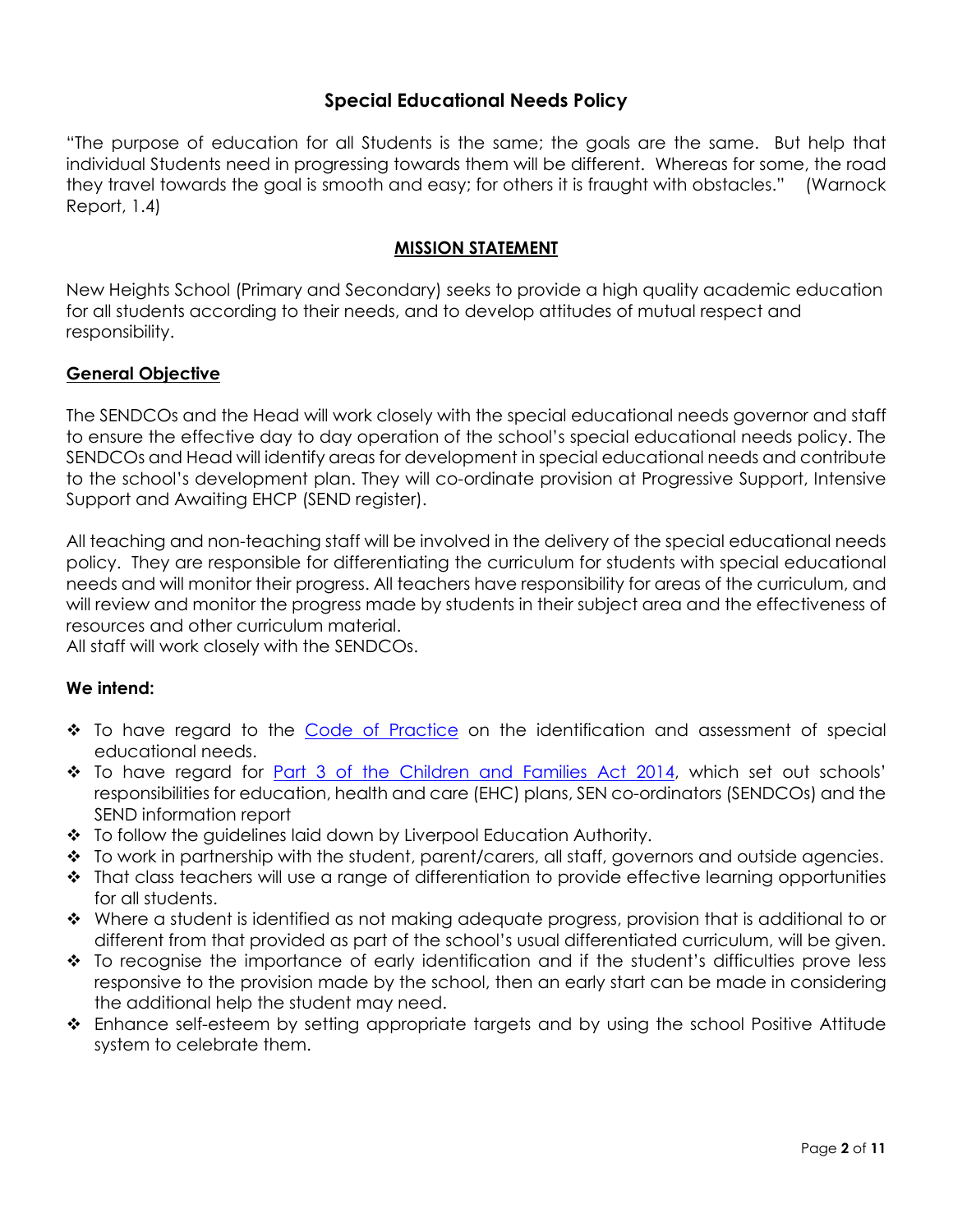# Special Educational Needs Policy

"The purpose of education for all Students is the same; the goals are the same. But help that individual Students need in progressing towards them will be different. Whereas for some, the road they travel towards the goal is smooth and easy; for others it is fraught with obstacles." (Warnock Report, 1.4)

## MISSION STATEMENT

New Heights School (Primary and Secondary) seeks to provide a high quality academic education for all students according to their needs, and to develop attitudes of mutual respect and responsibility.

### General Objective

The SENDCOs and the Head will work closely with the special educational needs governor and staff to ensure the effective day to day operation of the school's special educational needs policy. The SENDCOs and Head will identify areas for development in special educational needs and contribute to the school's development plan. They will co-ordinate provision at Progressive Support, Intensive Support and Awaiting EHCP (SEND register).

All teaching and non-teaching staff will be involved in the delivery of the special educational needs policy. They are responsible for differentiating the curriculum for students with special educational needs and will monitor their progress. All teachers have responsibility for areas of the curriculum, and will review and monitor the progress made by students in their subject area and the effectiveness of resources and other curriculum material.
All staff will work closely with the SENDCOs.

**We intend:**

- To have regard to the Code of Practice on the identification and assessment of special educational needs.
- To have regard for Part 3 of the Children and Families Act 2014, which set out schools' responsibilities for education, health and care (EHC) plans, SEN co-ordinators (SENDCOs) and the SEND information report
- To follow the guidelines laid down by Liverpool Education Authority.
- To work in partnership with the student, parent/carers, all staff, governors and outside agencies.
- That class teachers will use a range of differentiation to provide effective learning opportunities for all students.
- Where a student is identified as not making adequate progress, provision that is additional to or different from that provided as part of the school's usual differentiated curriculum, will be given.
- To recognise the importance of early identification and if the student's difficulties prove less responsive to the provision made by the school, then an early start can be made in considering the additional help the student may need.
- Enhance self-esteem by setting appropriate targets and by using the school Positive Attitude system to celebrate them.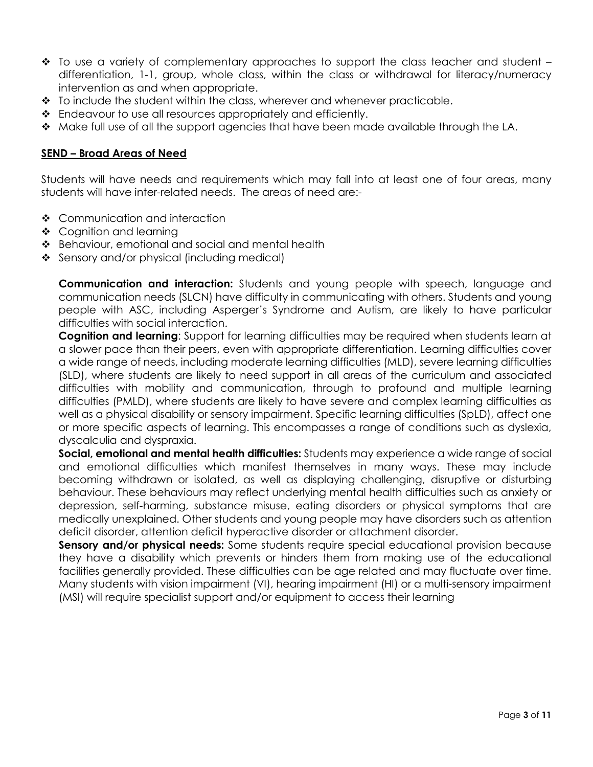- To use a variety of complementary approaches to support the class teacher and student – differentiation, 1-1, group, whole class, within the class or withdrawal for literacy/numeracy intervention as and when appropriate.
- To include the student within the class, wherever and whenever practicable.
- Endeavour to use all resources appropriately and efficiently.
- Make full use of all the support agencies that have been made available through the LA.

## SEND – Broad Areas of Need

Students will have needs and requirements which may fall into at least one of four areas, many students will have inter-related needs. The areas of need are:-

- Communication and interaction
- Cognition and learning
- Behaviour, emotional and social and mental health
- Sensory and/or physical (including medical)

**Communication and interaction:** Students and young people with speech, language and communication needs (SLCN) have difficulty in communicating with others. Students and young people with ASC, including Asperger's Syndrome and Autism, are likely to have particular difficulties with social interaction.

**Cognition and learning**: Support for learning difficulties may be required when students learn at a slower pace than their peers, even with appropriate differentiation. Learning difficulties cover a wide range of needs, including moderate learning difficulties (MLD), severe learning difficulties (SLD), where students are likely to need support in all areas of the curriculum and associated difficulties with mobility and communication, through to profound and multiple learning difficulties (PMLD), where students are likely to have severe and complex learning difficulties as well as a physical disability or sensory impairment. Specific learning difficulties (SpLD), affect one or more specific aspects of learning. This encompasses a range of conditions such as dyslexia, dyscalculia and dyspraxia.

**Social, emotional and mental health difficulties:** Students may experience a wide range of social and emotional difficulties which manifest themselves in many ways. These may include becoming withdrawn or isolated, as well as displaying challenging, disruptive or disturbing behaviour. These behaviours may reflect underlying mental health difficulties such as anxiety or depression, self-harming, substance misuse, eating disorders or physical symptoms that are medically unexplained. Other students and young people may have disorders such as attention deficit disorder, attention deficit hyperactive disorder or attachment disorder.

**Sensory and/or physical needs:** Some students require special educational provision because they have a disability which prevents or hinders them from making use of the educational facilities generally provided. These difficulties can be age related and may fluctuate over time. Many students with vision impairment (VI), hearing impairment (HI) or a multi-sensory impairment (MSI) will require specialist support and/or equipment to access their learning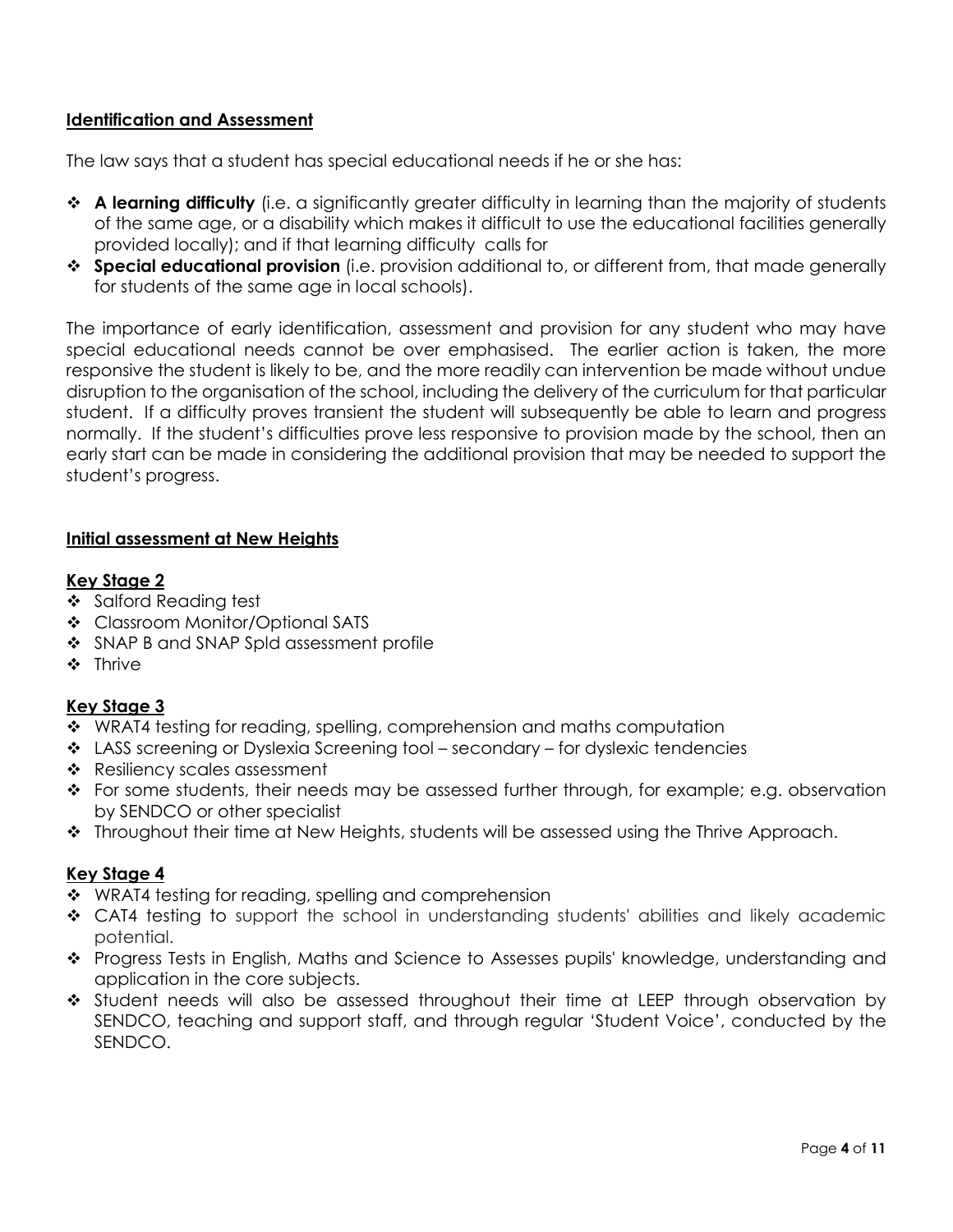## Identification and Assessment

The law says that a student has special educational needs if he or she has:

- **A learning difficulty** (i.e. a significantly greater difficulty in learning than the majority of students of the same age, or a disability which makes it difficult to use the educational facilities generally provided locally); and if that learning difficulty calls for
- **Special educational provision** (i.e. provision additional to, or different from, that made generally for students of the same age in local schools).

The importance of early identification, assessment and provision for any student who may have special educational needs cannot be over emphasised. The earlier action is taken, the more responsive the student is likely to be, and the more readily can intervention be made without undue disruption to the organisation of the school, including the delivery of the curriculum for that particular student. If a difficulty proves transient the student will subsequently be able to learn and progress normally. If the student's difficulties prove less responsive to provision made by the school, then an early start can be made in considering the additional provision that may be needed to support the student's progress.

## Initial assessment at New Heights

### Key Stage 2

- Salford Reading test
- Classroom Monitor/Optional SATS
- SNAP B and SNAP Spld assessment profile
- Thrive

### Key Stage 3

- WRAT4 testing for reading, spelling, comprehension and maths computation
- LASS screening or Dyslexia Screening tool – secondary – for dyslexic tendencies
- Resiliency scales assessment
- For some students, their needs may be assessed further through, for example; e.g. observation by SENDCO or other specialist
- Throughout their time at New Heights, students will be assessed using the Thrive Approach.

### Key Stage 4

- WRAT4 testing for reading, spelling and comprehension
- CAT4 testing to support the school in understanding students' abilities and likely academic potential.
- Progress Tests in English, Maths and Science to Assesses pupils' knowledge, understanding and application in the core subjects.
- Student needs will also be assessed throughout their time at LEEP through observation by SENDCO, teaching and support staff, and through regular 'Student Voice', conducted by the SENDCO.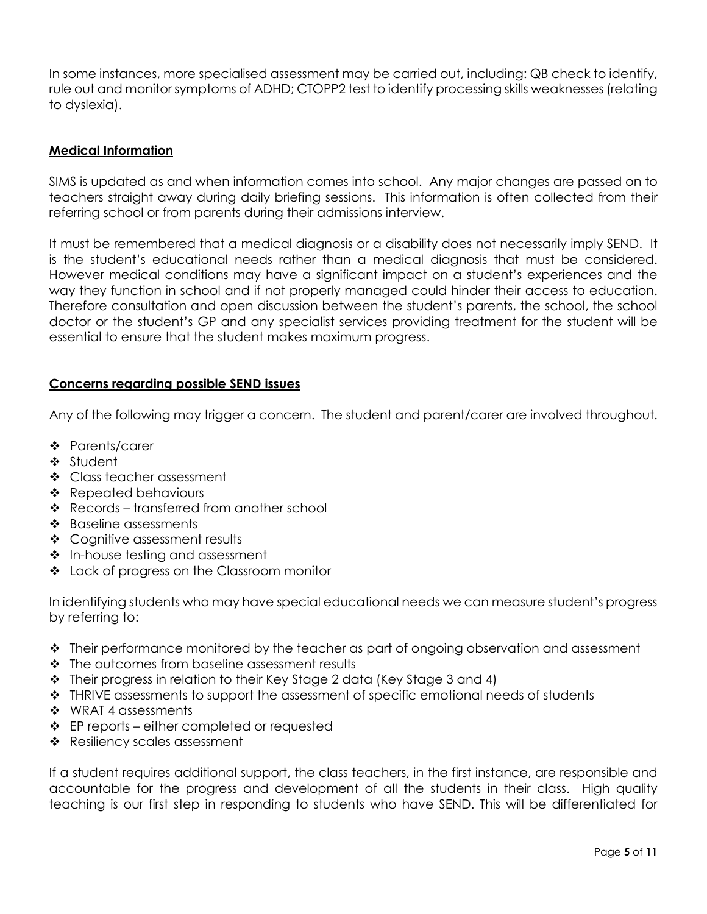In some instances, more specialised assessment may be carried out, including: QB check to identify, rule out and monitor symptoms of ADHD; CTOPP2 test to identify processing skills weaknesses (relating to dyslexia).

## Medical Information

SIMS is updated as and when information comes into school. Any major changes are passed on to teachers straight away during daily briefing sessions. This information is often collected from their referring school or from parents during their admissions interview.

It must be remembered that a medical diagnosis or a disability does not necessarily imply SEND. It is the student's educational needs rather than a medical diagnosis that must be considered. However medical conditions may have a significant impact on a student's experiences and the way they function in school and if not properly managed could hinder their access to education. Therefore consultation and open discussion between the student's parents, the school, the school doctor or the student's GP and any specialist services providing treatment for the student will be essential to ensure that the student makes maximum progress.

## Concerns regarding possible SEND issues

Any of the following may trigger a concern. The student and parent/carer are involved throughout.

- Parents/carer
- Student
- Class teacher assessment
- Repeated behaviours
- Records – transferred from another school
- Baseline assessments
- Cognitive assessment results
- In-house testing and assessment
- Lack of progress on the Classroom monitor

In identifying students who may have special educational needs we can measure student's progress by referring to:

- Their performance monitored by the teacher as part of ongoing observation and assessment
- The outcomes from baseline assessment results
- Their progress in relation to their Key Stage 2 data (Key Stage 3 and 4)
- THRIVE assessments to support the assessment of specific emotional needs of students
- WRAT 4 assessments
- EP reports – either completed or requested
- Resiliency scales assessment

If a student requires additional support, the class teachers, in the first instance, are responsible and accountable for the progress and development of all the students in their class. High quality teaching is our first step in responding to students who have SEND. This will be differentiated for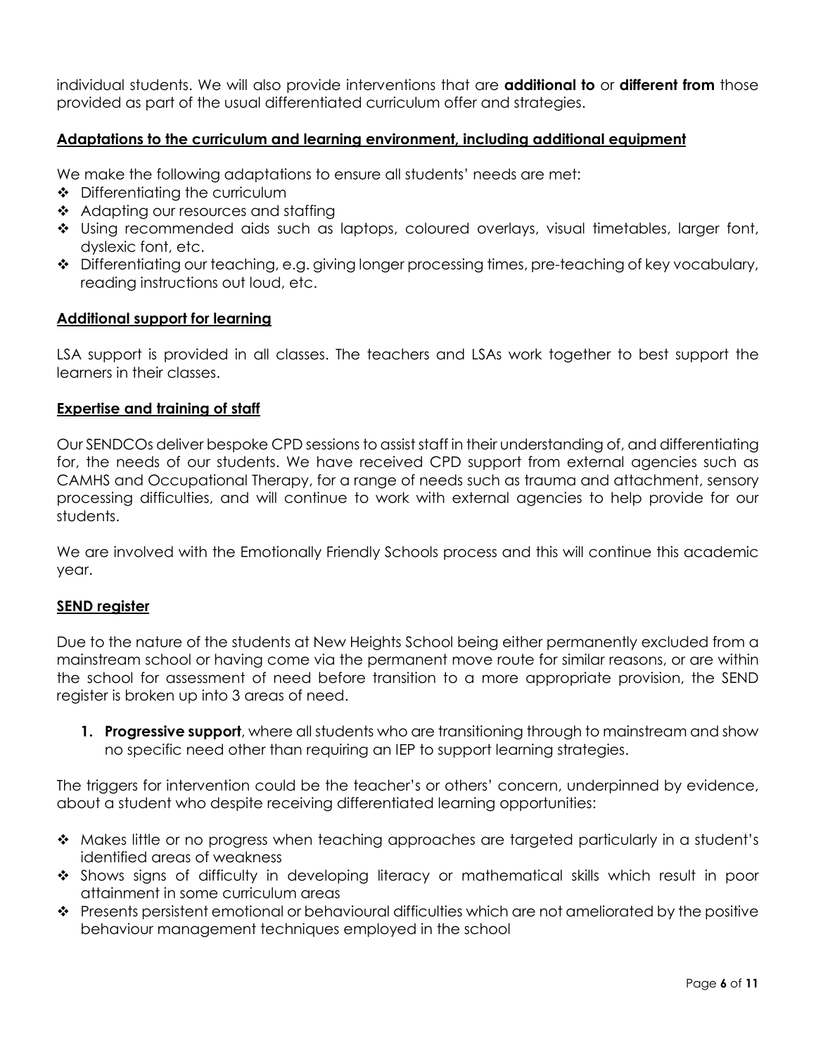individual students. We will also provide interventions that are **additional to** or **different from** those provided as part of the usual differentiated curriculum offer and strategies.

## Adaptations to the curriculum and learning environment, including additional equipment

We make the following adaptations to ensure all students' needs are met:

- Differentiating the curriculum
- Adapting our resources and staffing
- Using recommended aids such as laptops, coloured overlays, visual timetables, larger font, dyslexic font, etc.
- Differentiating our teaching, e.g. giving longer processing times, pre-teaching of key vocabulary, reading instructions out loud, etc.

## Additional support for learning

LSA support is provided in all classes. The teachers and LSAs work together to best support the learners in their classes.

## Expertise and training of staff

Our SENDCOs deliver bespoke CPD sessions to assist staff in their understanding of, and differentiating for, the needs of our students. We have received CPD support from external agencies such as CAMHS and Occupational Therapy, for a range of needs such as trauma and attachment, sensory processing difficulties, and will continue to work with external agencies to help provide for our students.

We are involved with the Emotionally Friendly Schools process and this will continue this academic year.

## SEND register

Due to the nature of the students at New Heights School being either permanently excluded from a mainstream school or having come via the permanent move route for similar reasons, or are within the school for assessment of need before transition to a more appropriate provision, the SEND register is broken up into 3 areas of need.

1. **Progressive support**, where all students who are transitioning through to mainstream and show no specific need other than requiring an IEP to support learning strategies.

The triggers for intervention could be the teacher's or others' concern, underpinned by evidence, about a student who despite receiving differentiated learning opportunities:

- Makes little or no progress when teaching approaches are targeted particularly in a student's identified areas of weakness
- Shows signs of difficulty in developing literacy or mathematical skills which result in poor attainment in some curriculum areas
- Presents persistent emotional or behavioural difficulties which are not ameliorated by the positive behaviour management techniques employed in the school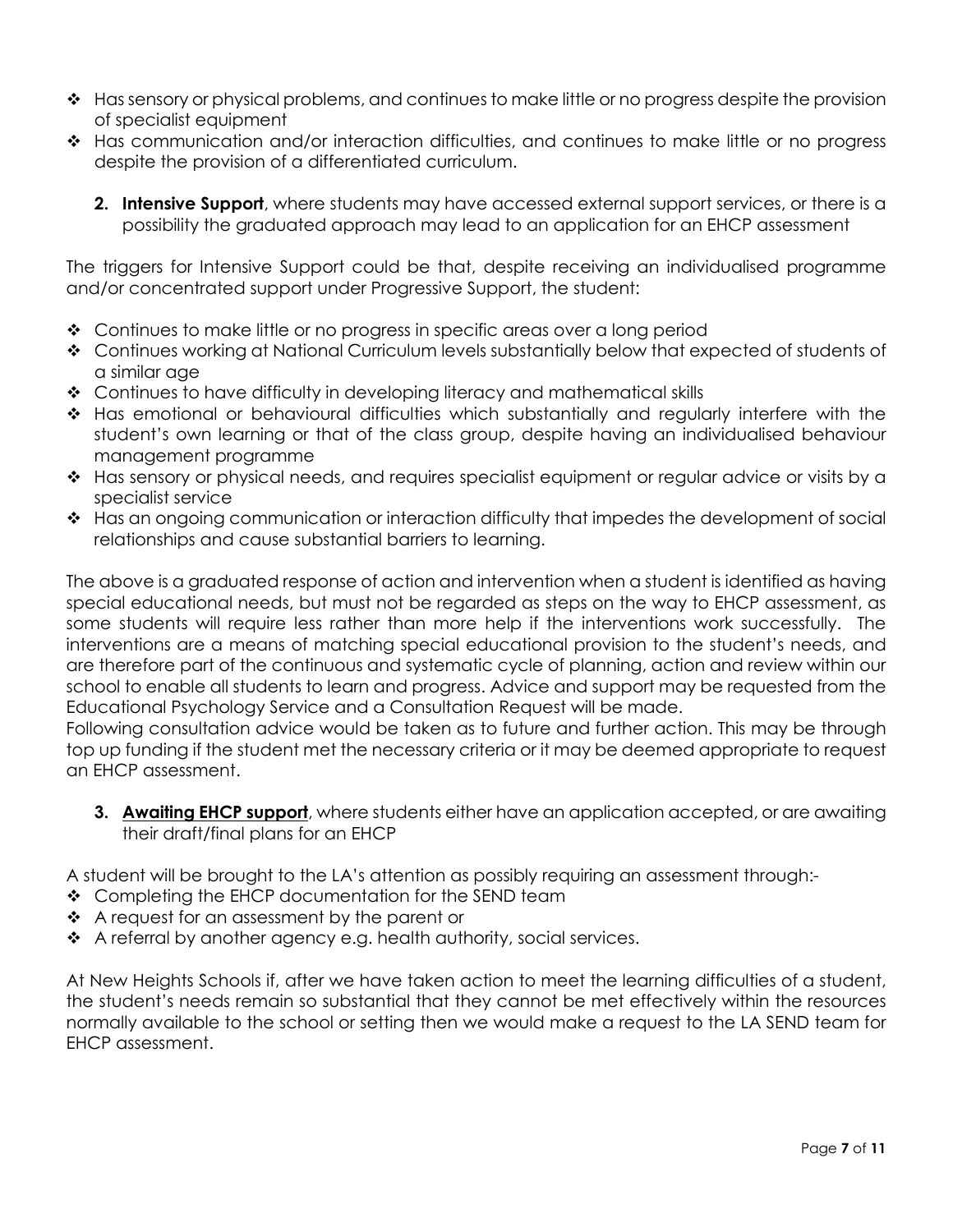- Has sensory or physical problems, and continues to make little or no progress despite the provision of specialist equipment
- Has communication and/or interaction difficulties, and continues to make little or no progress despite the provision of a differentiated curriculum.

2. **Intensive Support**, where students may have accessed external support services, or there is a possibility the graduated approach may lead to an application for an EHCP assessment

The triggers for Intensive Support could be that, despite receiving an individualised programme and/or concentrated support under Progressive Support, the student:

- Continues to make little or no progress in specific areas over a long period
- Continues working at National Curriculum levels substantially below that expected of students of a similar age
- Continues to have difficulty in developing literacy and mathematical skills
- Has emotional or behavioural difficulties which substantially and regularly interfere with the student's own learning or that of the class group, despite having an individualised behaviour management programme
- Has sensory or physical needs, and requires specialist equipment or regular advice or visits by a specialist service
- Has an ongoing communication or interaction difficulty that impedes the development of social relationships and cause substantial barriers to learning.

The above is a graduated response of action and intervention when a student is identified as having special educational needs, but must not be regarded as steps on the way to EHCP assessment, as some students will require less rather than more help if the interventions work successfully. The interventions are a means of matching special educational provision to the student's needs, and are therefore part of the continuous and systematic cycle of planning, action and review within our school to enable all students to learn and progress. Advice and support may be requested from the Educational Psychology Service and a Consultation Request will be made.
Following consultation advice would be taken as to future and further action. This may be through top up funding if the student met the necessary criteria or it may be deemed appropriate to request an EHCP assessment.

3. **Awaiting EHCP support**, where students either have an application accepted, or are awaiting their draft/final plans for an EHCP

A student will be brought to the LA's attention as possibly requiring an assessment through:-

- Completing the EHCP documentation for the SEND team
- A request for an assessment by the parent or
- A referral by another agency e.g. health authority, social services.

At New Heights Schools if, after we have taken action to meet the learning difficulties of a student, the student's needs remain so substantial that they cannot be met effectively within the resources normally available to the school or setting then we would make a request to the LA SEND team for EHCP assessment.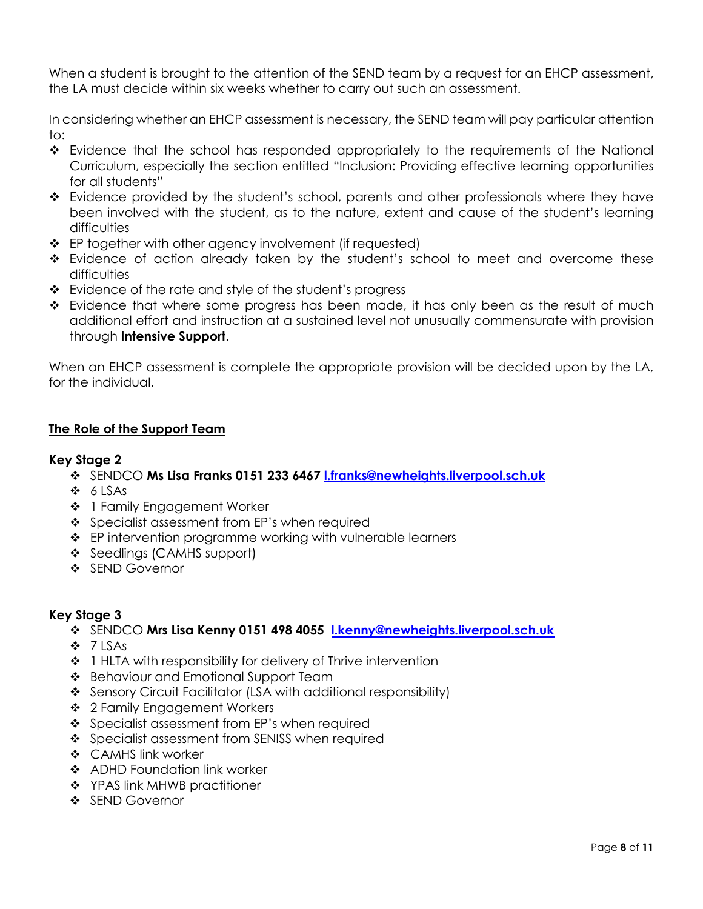When a student is brought to the attention of the SEND team by a request for an EHCP assessment, the LA must decide within six weeks whether to carry out such an assessment.

In considering whether an EHCP assessment is necessary, the SEND team will pay particular attention to:

- Evidence that the school has responded appropriately to the requirements of the National Curriculum, especially the section entitled "Inclusion: Providing effective learning opportunities for all students"
- Evidence provided by the student's school, parents and other professionals where they have been involved with the student, as to the nature, extent and cause of the student's learning difficulties
- EP together with other agency involvement (if requested)
- Evidence of action already taken by the student's school to meet and overcome these difficulties
- Evidence of the rate and style of the student's progress
- Evidence that where some progress has been made, it has only been as the result of much additional effort and instruction at a sustained level not unusually commensurate with provision through **Intensive Support**.

When an EHCP assessment is complete the appropriate provision will be decided upon by the LA, for the individual.

## The Role of the Support Team

### Key Stage 2

- SENDCO **Ms Lisa Franks 0151 233 6467** [l.franks@newheights.liverpool.sch.uk](mailto:l.franks@newheights.liverpool.sch.uk)
- 6 LSAs
- 1 Family Engagement Worker
- Specialist assessment from EP's when required
- EP intervention programme working with vulnerable learners
- Seedlings (CAMHS support)
- SEND Governor

### Key Stage 3

- SENDCO **Mrs Lisa Kenny 0151 498 4055** [l.kenny@newheights.liverpool.sch.uk](mailto:l.kenny@newheights.liverpool.sch.uk)
- 7 LSAs
- 1 HLTA with responsibility for delivery of Thrive intervention
- Behaviour and Emotional Support Team
- Sensory Circuit Facilitator (LSA with additional responsibility)
- 2 Family Engagement Workers
- Specialist assessment from EP's when required
- Specialist assessment from SENISS when required
- CAMHS link worker
- ADHD Foundation link worker
- YPAS link MHWB practitioner
- SEND Governor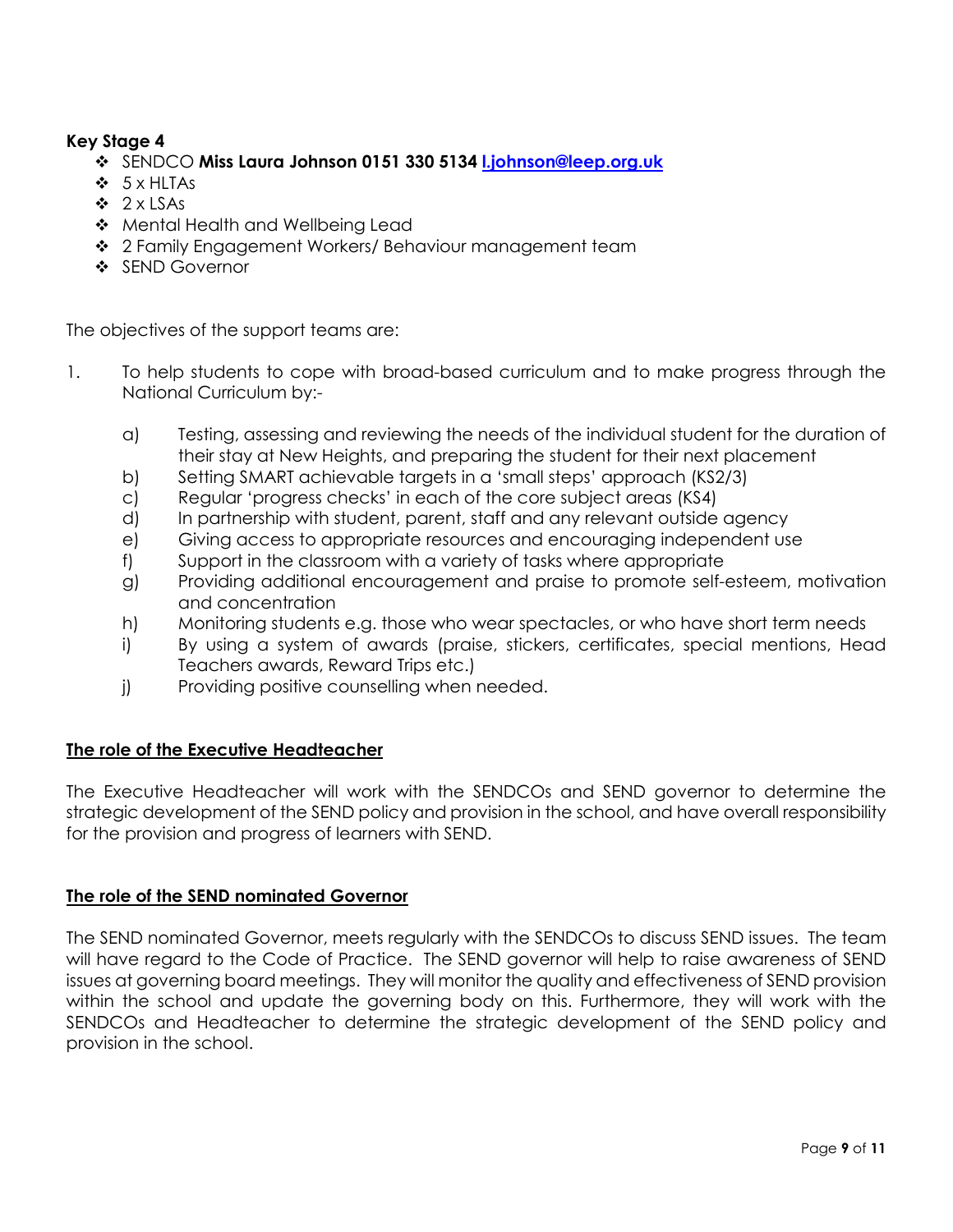**Key Stage 4**

- SENDCO **Miss Laura Johnson 0151 330 5134 [l.johnson@leep.org.uk](mailto:l.johnson@leep.org.uk)**
- 5 x HLTAs
- 2 x LSAs
- Mental Health and Wellbeing Lead
- 2 Family Engagement Workers/ Behaviour management team
- SEND Governor

The objectives of the support teams are:

1. To help students to cope with broad-based curriculum and to make progress through the National Curriculum by:-

    a) Testing, assessing and reviewing the needs of the individual student for the duration of their stay at New Heights, and preparing the student for their next placement
    b) Setting SMART achievable targets in a 'small steps' approach (KS2/3)
    c) Regular 'progress checks' in each of the core subject areas (KS4)
    d) In partnership with student, parent, staff and any relevant outside agency
    e) Giving access to appropriate resources and encouraging independent use
    f) Support in the classroom with a variety of tasks where appropriate
    g) Providing additional encouragement and praise to promote self-esteem, motivation and concentration
    h) Monitoring students e.g. those who wear spectacles, or who have short term needs
    i) By using a system of awards (praise, stickers, certificates, special mentions, Head Teachers awards, Reward Trips etc.)
    j) Providing positive counselling when needed.

**The role of the Executive Headteacher**

The Executive Headteacher will work with the SENDCOs and SEND governor to determine the strategic development of the SEND policy and provision in the school, and have overall responsibility for the provision and progress of learners with SEND.

**The role of the SEND nominated Governor**

The SEND nominated Governor, meets regularly with the SENDCOs to discuss SEND issues. The team will have regard to the Code of Practice. The SEND governor will help to raise awareness of SEND issues at governing board meetings. They will monitor the quality and effectiveness of SEND provision within the school and update the governing body on this. Furthermore, they will work with the SENDCOs and Headteacher to determine the strategic development of the SEND policy and provision in the school.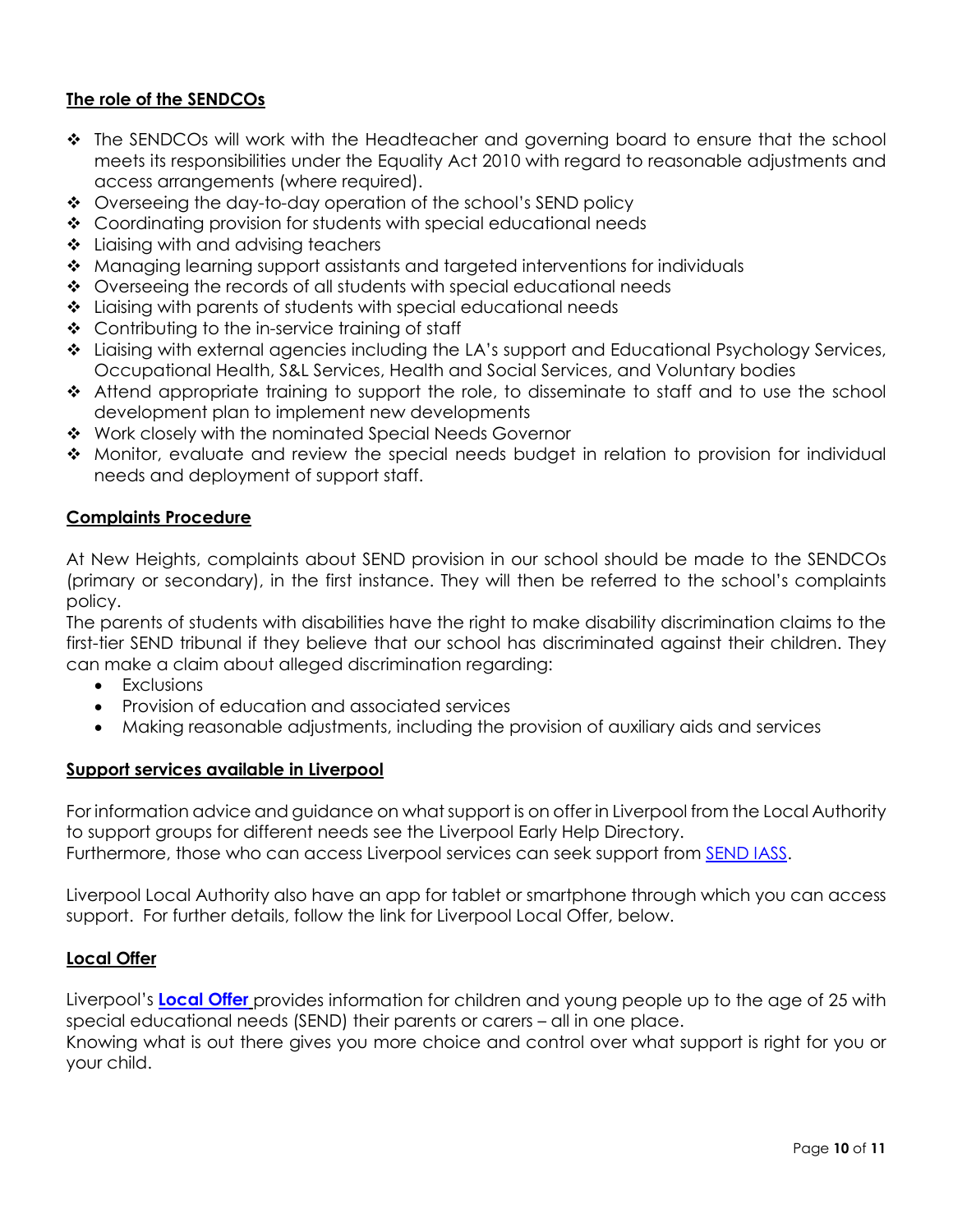## The role of the SENDCOs

- The SENDCOs will work with the Headteacher and governing board to ensure that the school meets its responsibilities under the Equality Act 2010 with regard to reasonable adjustments and access arrangements (where required).
- Overseeing the day-to-day operation of the school's SEND policy
- Coordinating provision for students with special educational needs
- Liaising with and advising teachers
- Managing learning support assistants and targeted interventions for individuals
- Overseeing the records of all students with special educational needs
- Liaising with parents of students with special educational needs
- Contributing to the in-service training of staff
- Liaising with external agencies including the LA's support and Educational Psychology Services, Occupational Health, S&L Services, Health and Social Services, and Voluntary bodies
- Attend appropriate training to support the role, to disseminate to staff and to use the school development plan to implement new developments
- Work closely with the nominated Special Needs Governor
- Monitor, evaluate and review the special needs budget in relation to provision for individual needs and deployment of support staff.

## Complaints Procedure

At New Heights, complaints about SEND provision in our school should be made to the SENDCOs (primary or secondary), in the first instance. They will then be referred to the school's complaints policy.

The parents of students with disabilities have the right to make disability discrimination claims to the first-tier SEND tribunal if they believe that our school has discriminated against their children. They can make a claim about alleged discrimination regarding:

- Exclusions
- Provision of education and associated services
- Making reasonable adjustments, including the provision of auxiliary aids and services

## Support services available in Liverpool

For information advice and guidance on what support is on offer in Liverpool from the Local Authority to support groups for different needs see the Liverpool Early Help Directory.
Furthermore, those who can access Liverpool services can seek support from SEND IASS.

Liverpool Local Authority also have an app for tablet or smartphone through which you can access support. For further details, follow the link for Liverpool Local Offer, below.

## Local Offer

Liverpool's **Local Offer** provides information for children and young people up to the age of 25 with special educational needs (SEND) their parents or carers – all in one place.
Knowing what is out there gives you more choice and control over what support is right for you or your child.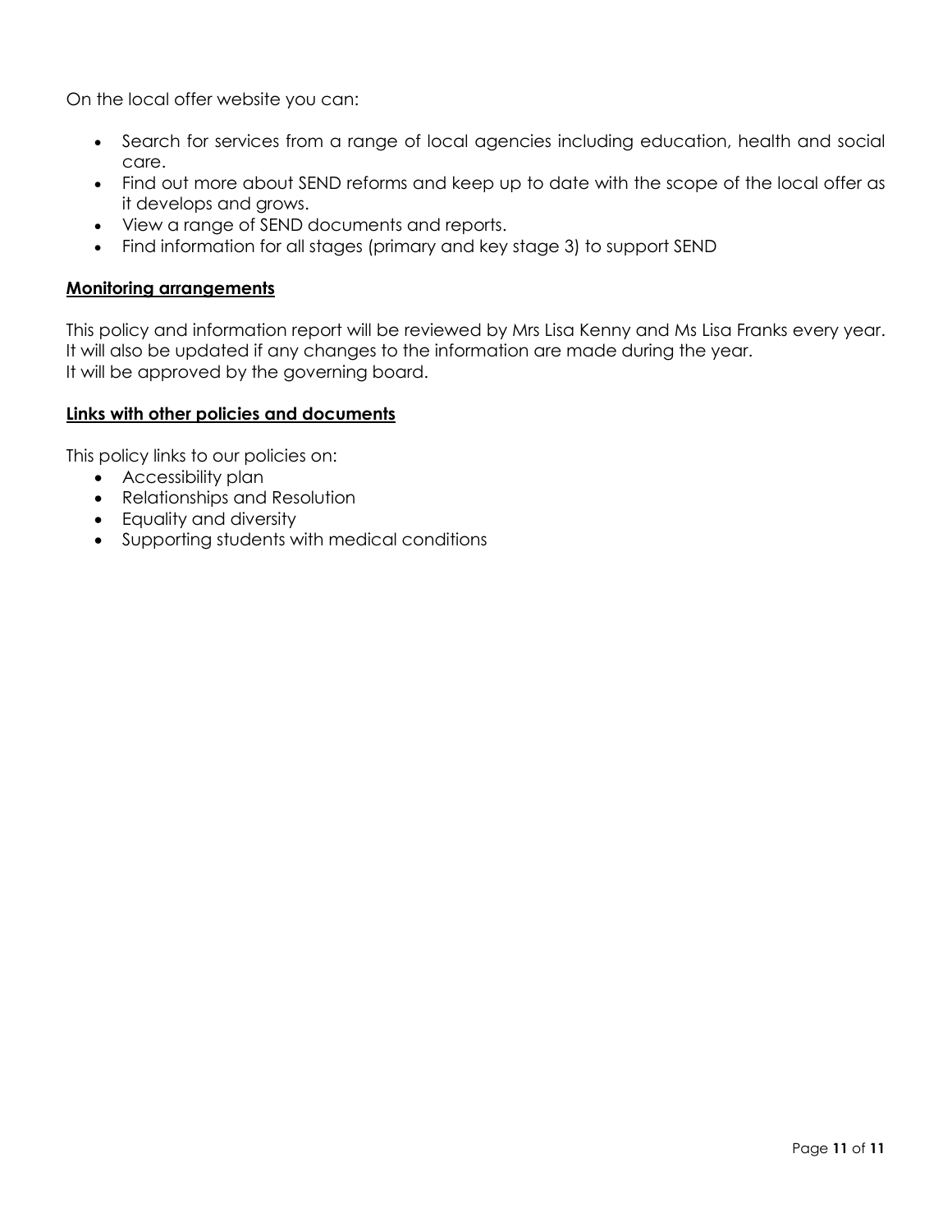On the local offer website you can:

- Search for services from a range of local agencies including education, health and social care.
- Find out more about SEND reforms and keep up to date with the scope of the local offer as it develops and grows.
- View a range of SEND documents and reports.
- Find information for all stages (primary and key stage 3) to support SEND

## Monitoring arrangements

This policy and information report will be reviewed by Mrs Lisa Kenny and Ms Lisa Franks every year. It will also be updated if any changes to the information are made during the year.
It will be approved by the governing board.

## Links with other policies and documents

This policy links to our policies on:

- Accessibility plan
- Relationships and Resolution
- Equality and diversity
- Supporting students with medical conditions